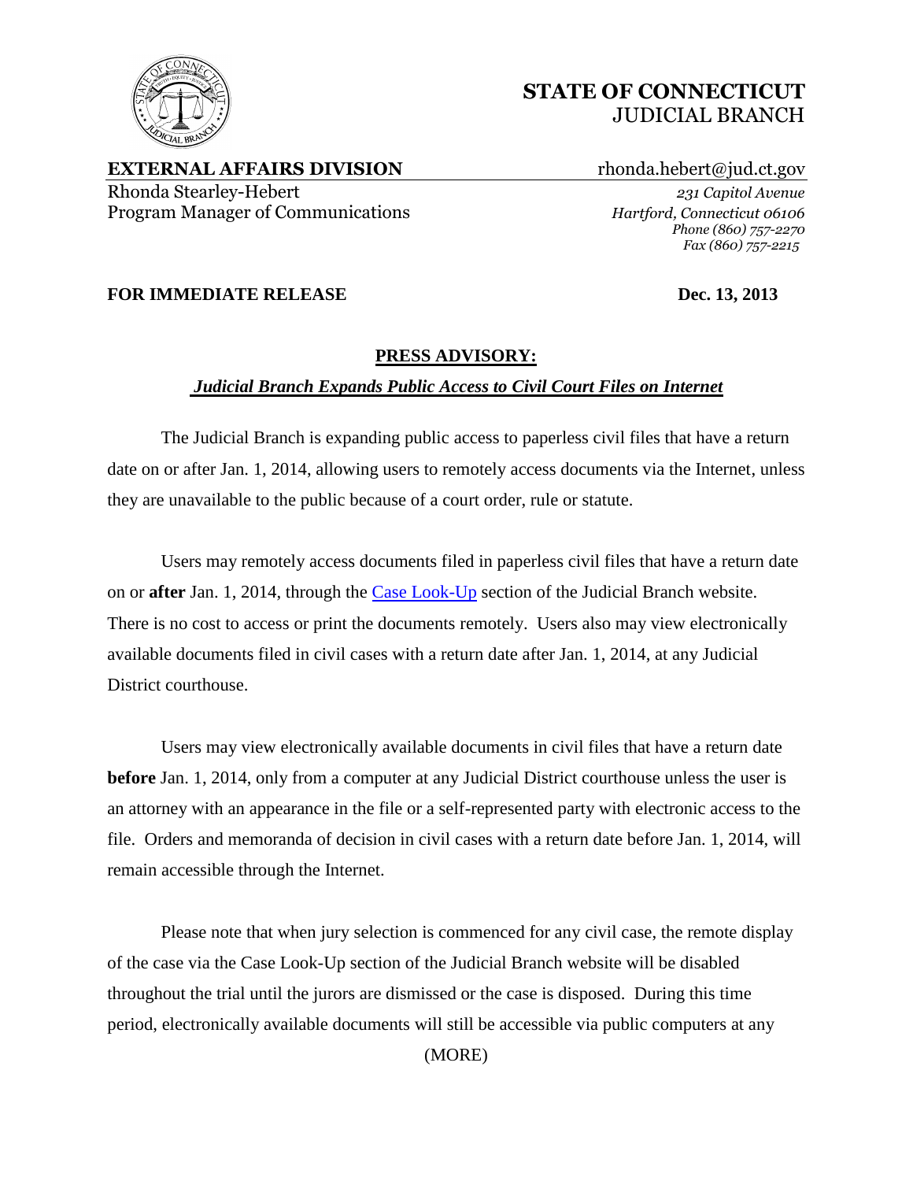# STATE OF CONNECTICUT
JUDICIAL BRANCH

**EXTERNAL AFFAIRS DIVISION** rhonda.hebert@jud.ct.gov

Rhonda Stearley-Hebert
Program Manager of Communications

*231 Capitol Avenue*
*Hartford, Connecticut 06106*
*Phone (860) 757-2270*
*Fax (860) 757-2215*

**FOR IMMEDIATE RELEASE** **Dec. 13, 2013**

## PRESS ADVISORY:

***Judicial Branch Expands Public Access to Civil Court Files on Internet***

The Judicial Branch is expanding public access to paperless civil files that have a return date on or after Jan. 1, 2014, allowing users to remotely access documents via the Internet, unless they are unavailable to the public because of a court order, rule or statute.

Users may remotely access documents filed in paperless civil files that have a return date on or **after** Jan. 1, 2014, through the Case Look-Up section of the Judicial Branch website. There is no cost to access or print the documents remotely. Users also may view electronically available documents filed in civil cases with a return date after Jan. 1, 2014, at any Judicial District courthouse.

Users may view electronically available documents in civil files that have a return date **before** Jan. 1, 2014, only from a computer at any Judicial District courthouse unless the user is an attorney with an appearance in the file or a self-represented party with electronic access to the file. Orders and memoranda of decision in civil cases with a return date before Jan. 1, 2014, will remain accessible through the Internet.

Please note that when jury selection is commenced for any civil case, the remote display of the case via the Case Look-Up section of the Judicial Branch website will be disabled throughout the trial until the jurors are dismissed or the case is disposed. During this time period, electronically available documents will still be accessible via public computers at any

(MORE)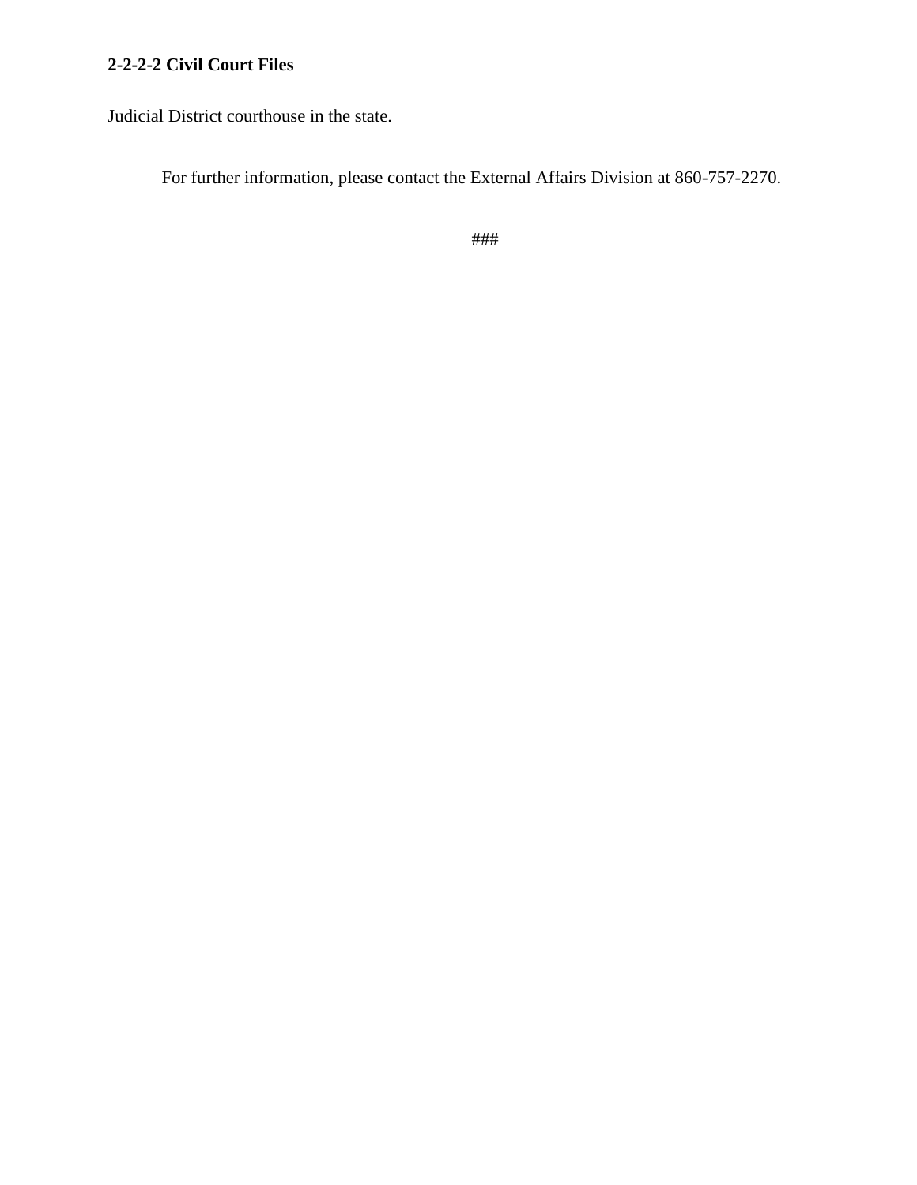**2-2-2-2 Civil Court Files**

Judicial District courthouse in the state.

For further information, please contact the External Affairs Division at 860-757-2270.

###